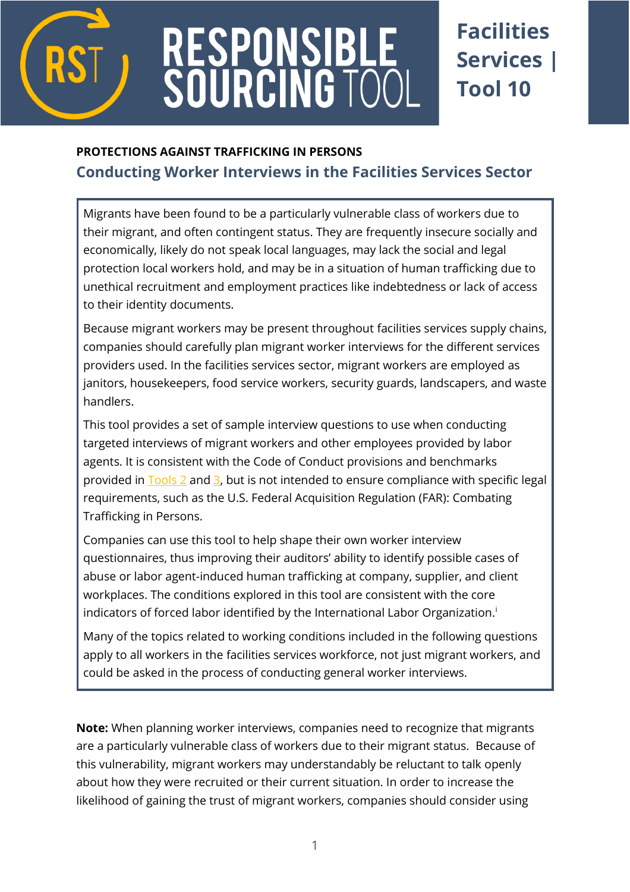# RESPONSIBLE SOURCING TOOL

**Facilities Services | Tool 10**

**PROTECTIONS AGAINST TRAFFICKING IN PERSONS**

## Conducting Worker Interviews in the Facilities Services Sector

Migrants have been found to be a particularly vulnerable class of workers due to their migrant, and often contingent status. They are frequently insecure socially and economically, likely do not speak local languages, may lack the social and legal protection local workers hold, and may be in a situation of human trafficking due to unethical recruitment and employment practices like indebtedness or lack of access to their identity documents.

Because migrant workers may be present throughout facilities services supply chains, companies should carefully plan migrant worker interviews for the different services providers used. In the facilities services sector, migrant workers are employed as janitors, housekeepers, food service workers, security guards, landscapers, and waste handlers.

This tool provides a set of sample interview questions to use when conducting targeted interviews of migrant workers and other employees provided by labor agents. It is consistent with the Code of Conduct provisions and benchmarks provided in Tools 2 and 3, but is not intended to ensure compliance with specific legal requirements, such as the U.S. Federal Acquisition Regulation (FAR): Combating Trafficking in Persons.

Companies can use this tool to help shape their own worker interview questionnaires, thus improving their auditors' ability to identify possible cases of abuse or labor agent-induced human trafficking at company, supplier, and client workplaces. The conditions explored in this tool are consistent with the core indicators of forced labor identified by the International Labor Organization.[i]

Many of the topics related to working conditions included in the following questions apply to all workers in the facilities services workforce, not just migrant workers, and could be asked in the process of conducting general worker interviews.

**Note:** When planning worker interviews, companies need to recognize that migrants are a particularly vulnerable class of workers due to their migrant status. Because of this vulnerability, migrant workers may understandably be reluctant to talk openly about how they were recruited or their current situation. In order to increase the likelihood of gaining the trust of migrant workers, companies should consider using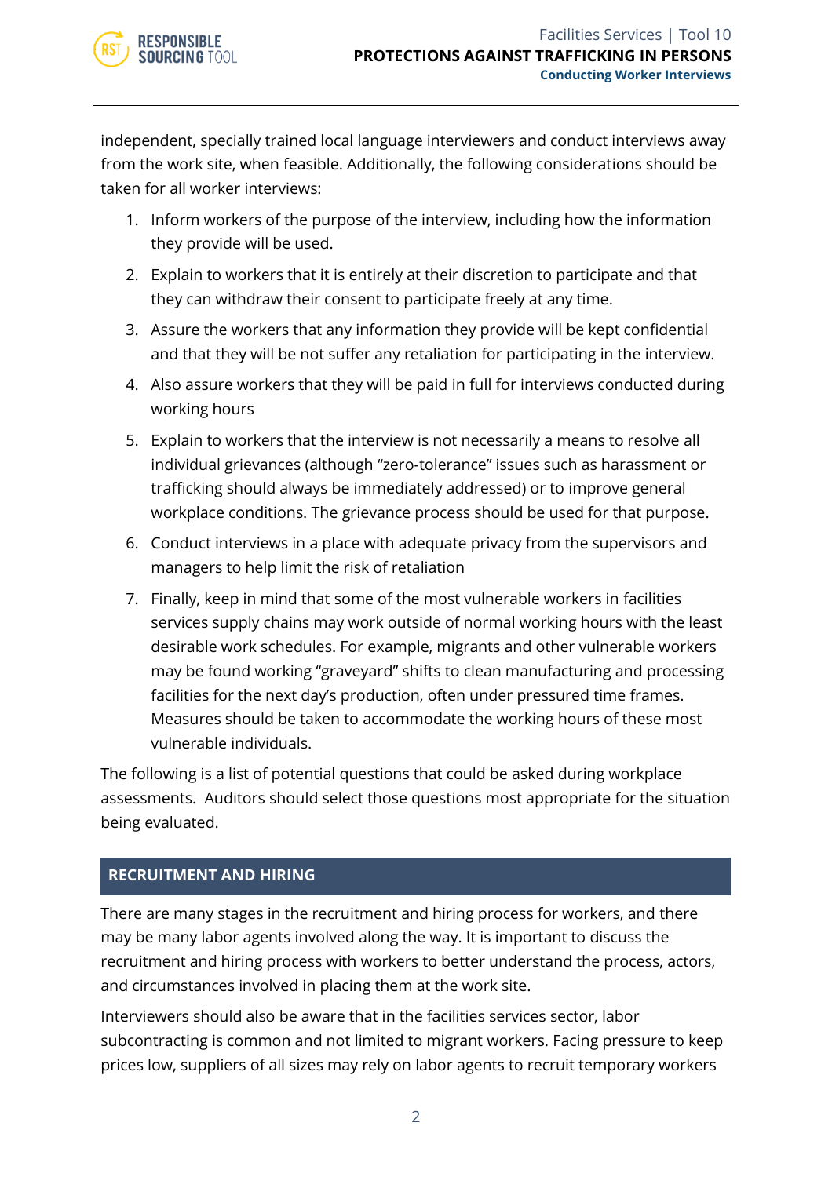independent, specially trained local language interviewers and conduct interviews away from the work site, when feasible. Additionally, the following considerations should be taken for all worker interviews:

1. Inform workers of the purpose of the interview, including how the information they provide will be used.
2. Explain to workers that it is entirely at their discretion to participate and that they can withdraw their consent to participate freely at any time.
3. Assure the workers that any information they provide will be kept confidential and that they will be not suffer any retaliation for participating in the interview.
4. Also assure workers that they will be paid in full for interviews conducted during working hours
5. Explain to workers that the interview is not necessarily a means to resolve all individual grievances (although "zero-tolerance" issues such as harassment or trafficking should always be immediately addressed) or to improve general workplace conditions. The grievance process should be used for that purpose.
6. Conduct interviews in a place with adequate privacy from the supervisors and managers to help limit the risk of retaliation
7. Finally, keep in mind that some of the most vulnerable workers in facilities services supply chains may work outside of normal working hours with the least desirable work schedules. For example, migrants and other vulnerable workers may be found working "graveyard" shifts to clean manufacturing and processing facilities for the next day's production, often under pressured time frames. Measures should be taken to accommodate the working hours of these most vulnerable individuals.

The following is a list of potential questions that could be asked during workplace assessments. Auditors should select those questions most appropriate for the situation being evaluated.

## RECRUITMENT AND HIRING

There are many stages in the recruitment and hiring process for workers, and there may be many labor agents involved along the way. It is important to discuss the recruitment and hiring process with workers to better understand the process, actors, and circumstances involved in placing them at the work site.

Interviewers should also be aware that in the facilities services sector, labor subcontracting is common and not limited to migrant workers. Facing pressure to keep prices low, suppliers of all sizes may rely on labor agents to recruit temporary workers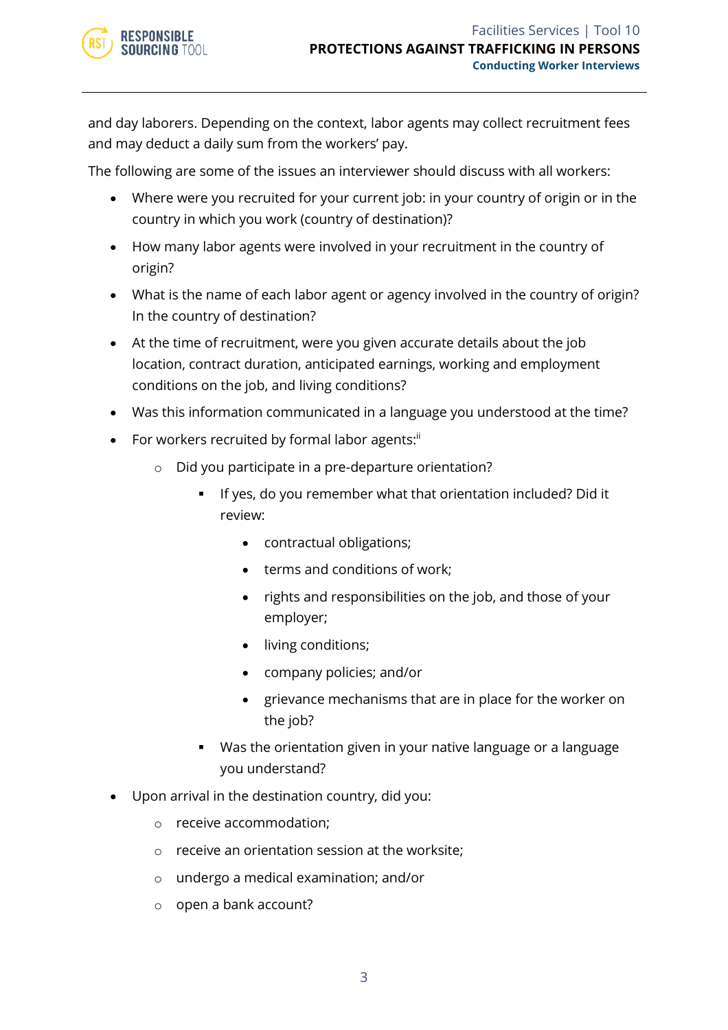and day laborers. Depending on the context, labor agents may collect recruitment fees and may deduct a daily sum from the workers' pay.

The following are some of the issues an interviewer should discuss with all workers:

- Where were you recruited for your current job: in your country of origin or in the country in which you work (country of destination)?
- How many labor agents were involved in your recruitment in the country of origin?
- What is the name of each labor agent or agency involved in the country of origin? In the country of destination?
- At the time of recruitment, were you given accurate details about the job location, contract duration, anticipated earnings, working and employment conditions on the job, and living conditions?
- Was this information communicated in a language you understood at the time?
- For workers recruited by formal labor agents:[ii]
    - Did you participate in a pre-departure orientation?
        - If yes, do you remember what that orientation included? Did it review:
            - contractual obligations;
            - terms and conditions of work;
            - rights and responsibilities on the job, and those of your employer;
            - living conditions;
            - company policies; and/or
            - grievance mechanisms that are in place for the worker on the job?
        - Was the orientation given in your native language or a language you understand?
- Upon arrival in the destination country, did you:
    - receive accommodation;
    - receive an orientation session at the worksite;
    - undergo a medical examination; and/or
    - open a bank account?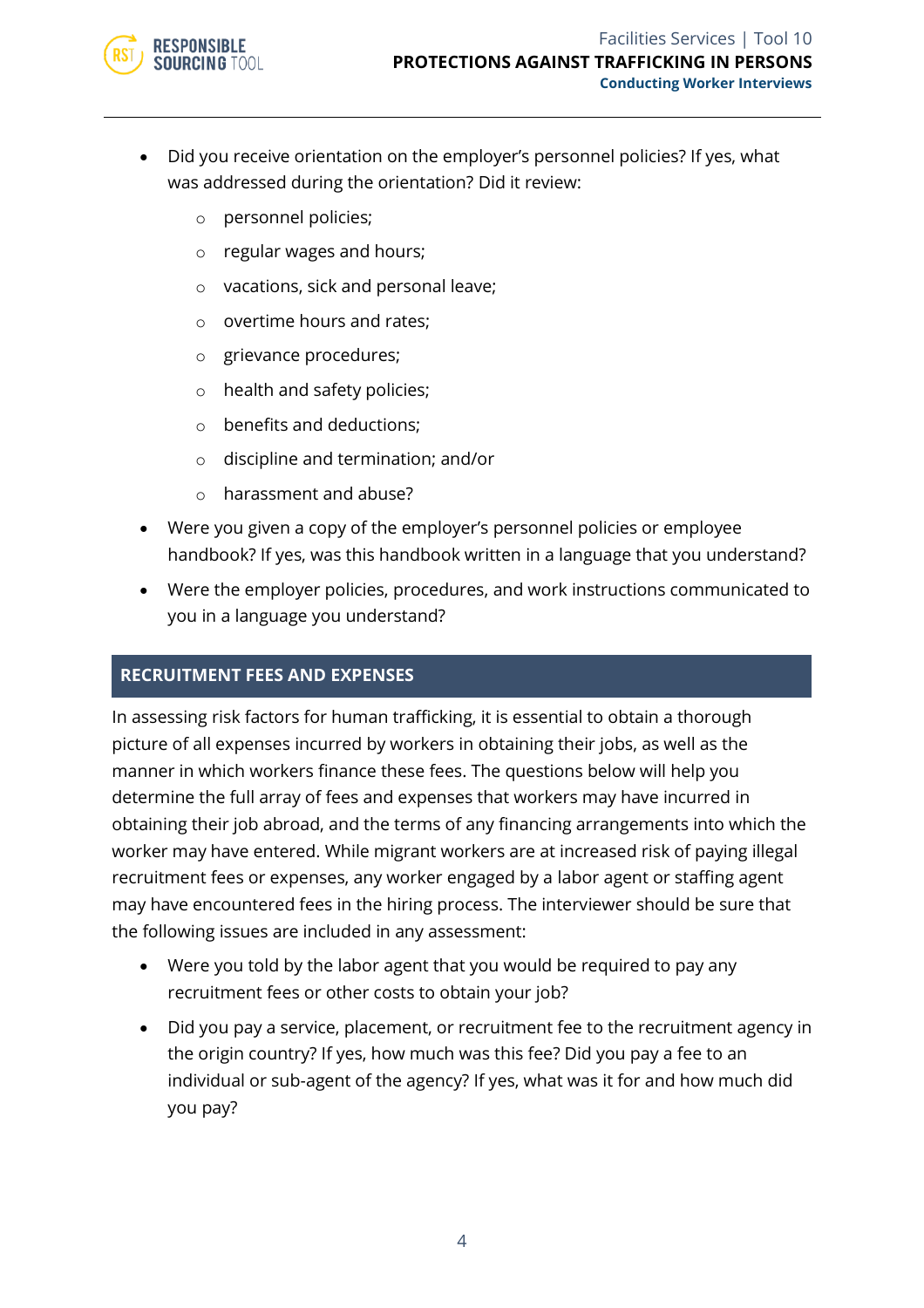- Did you receive orientation on the employer's personnel policies? If yes, what was addressed during the orientation? Did it review:
    - personnel policies;
    - regular wages and hours;
    - vacations, sick and personal leave;
    - overtime hours and rates;
    - grievance procedures;
    - health and safety policies;
    - benefits and deductions;
    - discipline and termination; and/or
    - harassment and abuse?
- Were you given a copy of the employer's personnel policies or employee handbook? If yes, was this handbook written in a language that you understand?
- Were the employer policies, procedures, and work instructions communicated to you in a language you understand?

## RECRUITMENT FEES AND EXPENSES

In assessing risk factors for human trafficking, it is essential to obtain a thorough picture of all expenses incurred by workers in obtaining their jobs, as well as the manner in which workers finance these fees. The questions below will help you determine the full array of fees and expenses that workers may have incurred in obtaining their job abroad, and the terms of any financing arrangements into which the worker may have entered. While migrant workers are at increased risk of paying illegal recruitment fees or expenses, any worker engaged by a labor agent or staffing agent may have encountered fees in the hiring process. The interviewer should be sure that the following issues are included in any assessment:

- Were you told by the labor agent that you would be required to pay any recruitment fees or other costs to obtain your job?
- Did you pay a service, placement, or recruitment fee to the recruitment agency in the origin country? If yes, how much was this fee? Did you pay a fee to an individual or sub-agent of the agency? If yes, what was it for and how much did you pay?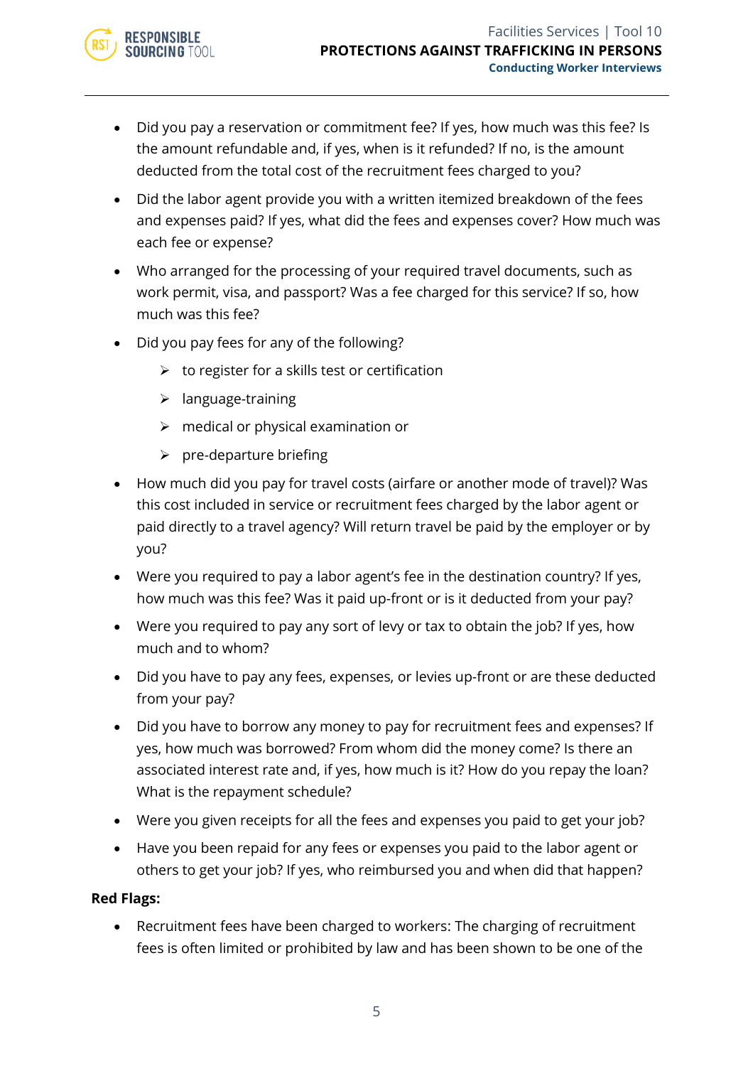- Did you pay a reservation or commitment fee? If yes, how much was this fee? Is the amount refundable and, if yes, when is it refunded? If no, is the amount deducted from the total cost of the recruitment fees charged to you?
- Did the labor agent provide you with a written itemized breakdown of the fees and expenses paid? If yes, what did the fees and expenses cover? How much was each fee or expense?
- Who arranged for the processing of your required travel documents, such as work permit, visa, and passport? Was a fee charged for this service? If so, how much was this fee?
- Did you pay fees for any of the following?
  - to register for a skills test or certification
  - language-training
  - medical or physical examination or
  - pre-departure briefing
- How much did you pay for travel costs (airfare or another mode of travel)? Was this cost included in service or recruitment fees charged by the labor agent or paid directly to a travel agency? Will return travel be paid by the employer or by you?
- Were you required to pay a labor agent's fee in the destination country? If yes, how much was this fee? Was it paid up-front or is it deducted from your pay?
- Were you required to pay any sort of levy or tax to obtain the job? If yes, how much and to whom?
- Did you have to pay any fees, expenses, or levies up-front or are these deducted from your pay?
- Did you have to borrow any money to pay for recruitment fees and expenses? If yes, how much was borrowed? From whom did the money come? Is there an associated interest rate and, if yes, how much is it? How do you repay the loan? What is the repayment schedule?
- Were you given receipts for all the fees and expenses you paid to get your job?
- Have you been repaid for any fees or expenses you paid to the labor agent or others to get your job? If yes, who reimbursed you and when did that happen?

**Red Flags:**

- Recruitment fees have been charged to workers: The charging of recruitment fees is often limited or prohibited by law and has been shown to be one of the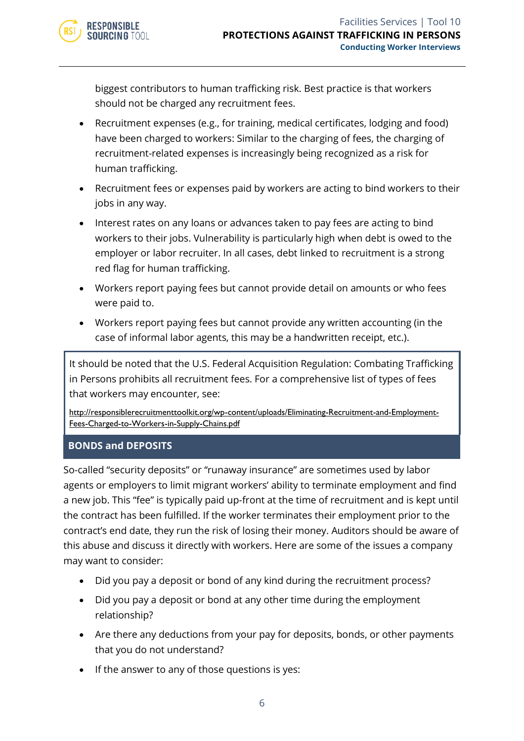biggest contributors to human trafficking risk. Best practice is that workers should not be charged any recruitment fees.

- Recruitment expenses (e.g., for training, medical certificates, lodging and food) have been charged to workers: Similar to the charging of fees, the charging of recruitment-related expenses is increasingly being recognized as a risk for human trafficking.
- Recruitment fees or expenses paid by workers are acting to bind workers to their jobs in any way.
- Interest rates on any loans or advances taken to pay fees are acting to bind workers to their jobs. Vulnerability is particularly high when debt is owed to the employer or labor recruiter. In all cases, debt linked to recruitment is a strong red flag for human trafficking.
- Workers report paying fees but cannot provide detail on amounts or who fees were paid to.
- Workers report paying fees but cannot provide any written accounting (in the case of informal labor agents, this may be a handwritten receipt, etc.).

> It should be noted that the U.S. Federal Acquisition Regulation: Combating Trafficking in Persons prohibits all recruitment fees. For a comprehensive list of types of fees that workers may encounter, see:
>
> http://responsiblerecruitmenttoolkit.org/wp-content/uploads/Eliminating-Recruitment-and-Employment-Fees-Charged-to-Workers-in-Supply-Chains.pdf

## BONDS and DEPOSITS

So-called "security deposits" or "runaway insurance" are sometimes used by labor agents or employers to limit migrant workers' ability to terminate employment and find a new job. This "fee" is typically paid up-front at the time of recruitment and is kept until the contract has been fulfilled. If the worker terminates their employment prior to the contract's end date, they run the risk of losing their money. Auditors should be aware of this abuse and discuss it directly with workers. Here are some of the issues a company may want to consider:

- Did you pay a deposit or bond of any kind during the recruitment process?
- Did you pay a deposit or bond at any other time during the employment relationship?
- Are there any deductions from your pay for deposits, bonds, or other payments that you do not understand?
- If the answer to any of those questions is yes: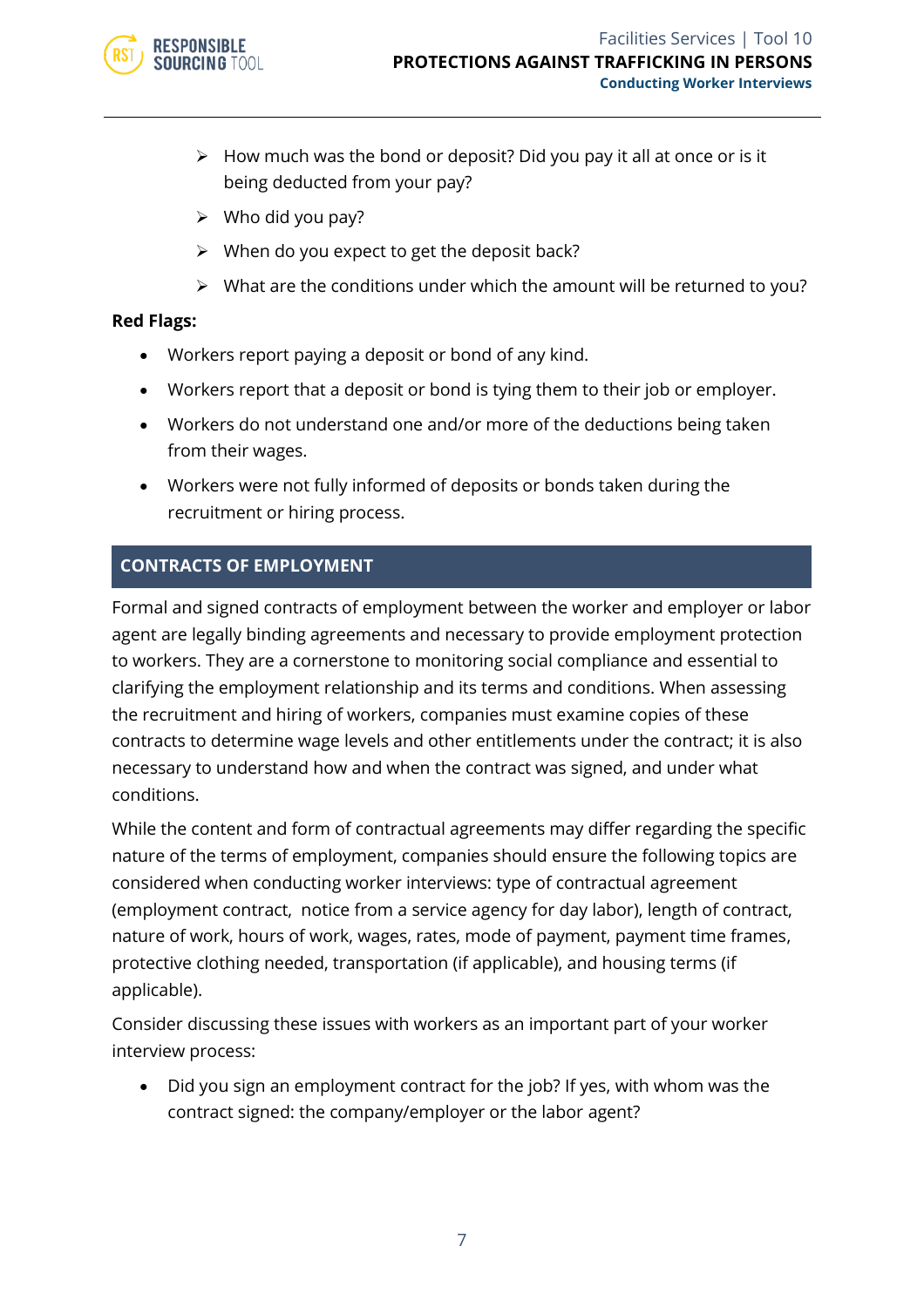- How much was the bond or deposit? Did you pay it all at once or is it being deducted from your pay?
- Who did you pay?
- When do you expect to get the deposit back?
- What are the conditions under which the amount will be returned to you?

**Red Flags:**

- Workers report paying a deposit or bond of any kind.
- Workers report that a deposit or bond is tying them to their job or employer.
- Workers do not understand one and/or more of the deductions being taken from their wages.
- Workers were not fully informed of deposits or bonds taken during the recruitment or hiring process.

## CONTRACTS OF EMPLOYMENT

Formal and signed contracts of employment between the worker and employer or labor agent are legally binding agreements and necessary to provide employment protection to workers. They are a cornerstone to monitoring social compliance and essential to clarifying the employment relationship and its terms and conditions. When assessing the recruitment and hiring of workers, companies must examine copies of these contracts to determine wage levels and other entitlements under the contract; it is also necessary to understand how and when the contract was signed, and under what conditions.

While the content and form of contractual agreements may differ regarding the specific nature of the terms of employment, companies should ensure the following topics are considered when conducting worker interviews: type of contractual agreement (employment contract, notice from a service agency for day labor), length of contract, nature of work, hours of work, wages, rates, mode of payment, payment time frames, protective clothing needed, transportation (if applicable), and housing terms (if applicable).

Consider discussing these issues with workers as an important part of your worker interview process:

- Did you sign an employment contract for the job? If yes, with whom was the contract signed: the company/employer or the labor agent?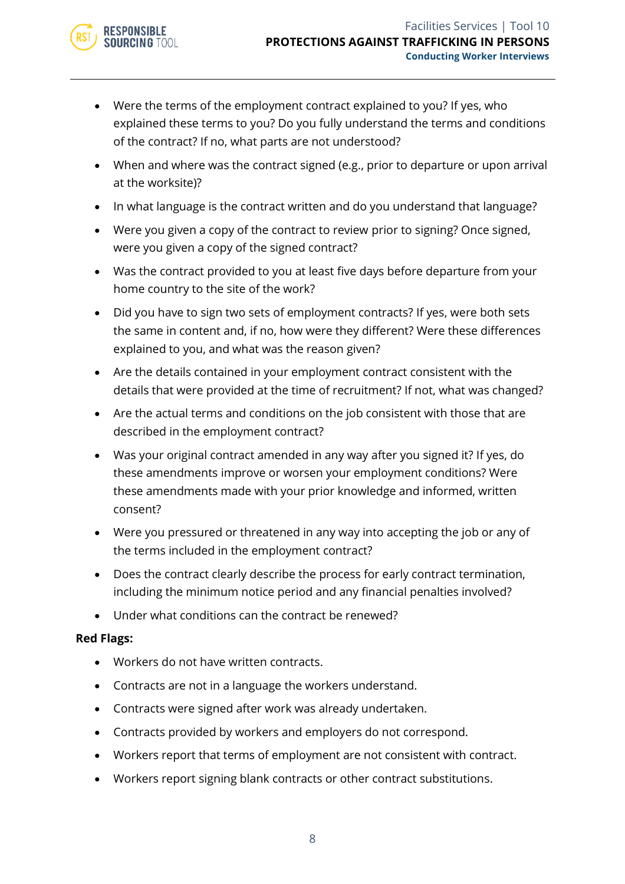- Were the terms of the employment contract explained to you? If yes, who explained these terms to you? Do you fully understand the terms and conditions of the contract? If no, what parts are not understood?
- When and where was the contract signed (e.g., prior to departure or upon arrival at the worksite)?
- In what language is the contract written and do you understand that language?
- Were you given a copy of the contract to review prior to signing? Once signed, were you given a copy of the signed contract?
- Was the contract provided to you at least five days before departure from your home country to the site of the work?
- Did you have to sign two sets of employment contracts? If yes, were both sets the same in content and, if no, how were they different? Were these differences explained to you, and what was the reason given?
- Are the details contained in your employment contract consistent with the details that were provided at the time of recruitment? If not, what was changed?
- Are the actual terms and conditions on the job consistent with those that are described in the employment contract?
- Was your original contract amended in any way after you signed it? If yes, do these amendments improve or worsen your employment conditions? Were these amendments made with your prior knowledge and informed, written consent?
- Were you pressured or threatened in any way into accepting the job or any of the terms included in the employment contract?
- Does the contract clearly describe the process for early contract termination, including the minimum notice period and any financial penalties involved?
- Under what conditions can the contract be renewed?

**Red Flags:**

- Workers do not have written contracts.
- Contracts are not in a language the workers understand.
- Contracts were signed after work was already undertaken.
- Contracts provided by workers and employers do not correspond.
- Workers report that terms of employment are not consistent with contract.
- Workers report signing blank contracts or other contract substitutions.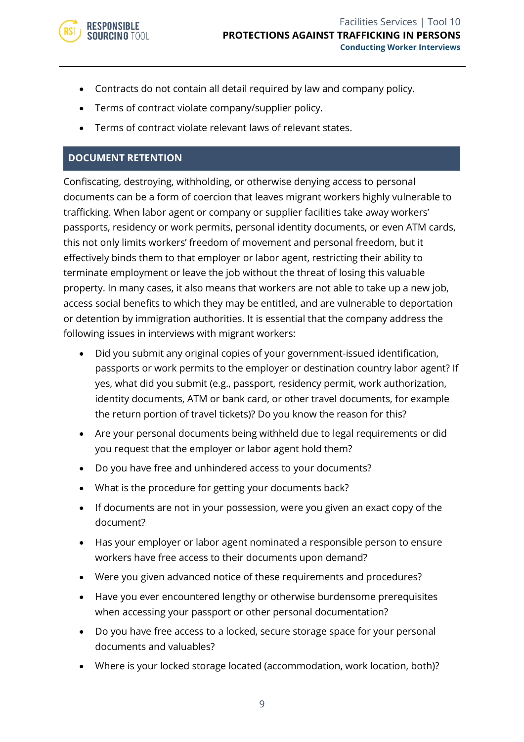- Contracts do not contain all detail required by law and company policy.
- Terms of contract violate company/supplier policy.
- Terms of contract violate relevant laws of relevant states.

## DOCUMENT RETENTION

Confiscating, destroying, withholding, or otherwise denying access to personal documents can be a form of coercion that leaves migrant workers highly vulnerable to trafficking. When labor agent or company or supplier facilities take away workers' passports, residency or work permits, personal identity documents, or even ATM cards, this not only limits workers' freedom of movement and personal freedom, but it effectively binds them to that employer or labor agent, restricting their ability to terminate employment or leave the job without the threat of losing this valuable property. In many cases, it also means that workers are not able to take up a new job, access social benefits to which they may be entitled, and are vulnerable to deportation or detention by immigration authorities. It is essential that the company address the following issues in interviews with migrant workers:

- Did you submit any original copies of your government-issued identification, passports or work permits to the employer or destination country labor agent? If yes, what did you submit (e.g., passport, residency permit, work authorization, identity documents, ATM or bank card, or other travel documents, for example the return portion of travel tickets)? Do you know the reason for this?
- Are your personal documents being withheld due to legal requirements or did you request that the employer or labor agent hold them?
- Do you have free and unhindered access to your documents?
- What is the procedure for getting your documents back?
- If documents are not in your possession, were you given an exact copy of the document?
- Has your employer or labor agent nominated a responsible person to ensure workers have free access to their documents upon demand?
- Were you given advanced notice of these requirements and procedures?
- Have you ever encountered lengthy or otherwise burdensome prerequisites when accessing your passport or other personal documentation?
- Do you have free access to a locked, secure storage space for your personal documents and valuables?
- Where is your locked storage located (accommodation, work location, both)?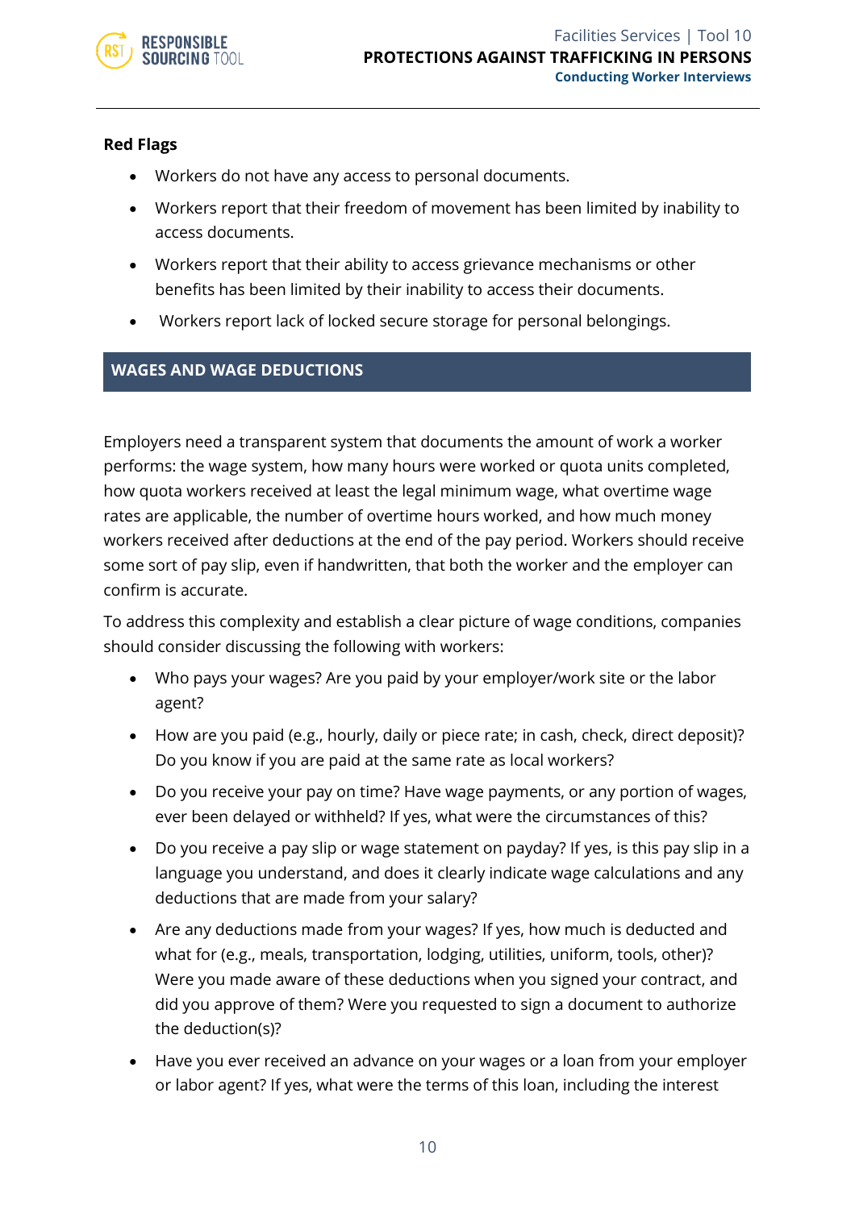**Red Flags**

- Workers do not have any access to personal documents.
- Workers report that their freedom of movement has been limited by inability to access documents.
- Workers report that their ability to access grievance mechanisms or other benefits has been limited by their inability to access their documents.
- Workers report lack of locked secure storage for personal belongings.

## WAGES AND WAGE DEDUCTIONS

Employers need a transparent system that documents the amount of work a worker performs: the wage system, how many hours were worked or quota units completed, how quota workers received at least the legal minimum wage, what overtime wage rates are applicable, the number of overtime hours worked, and how much money workers received after deductions at the end of the pay period. Workers should receive some sort of pay slip, even if handwritten, that both the worker and the employer can confirm is accurate.

To address this complexity and establish a clear picture of wage conditions, companies should consider discussing the following with workers:

- Who pays your wages? Are you paid by your employer/work site or the labor agent?
- How are you paid (e.g., hourly, daily or piece rate; in cash, check, direct deposit)? Do you know if you are paid at the same rate as local workers?
- Do you receive your pay on time? Have wage payments, or any portion of wages, ever been delayed or withheld? If yes, what were the circumstances of this?
- Do you receive a pay slip or wage statement on payday? If yes, is this pay slip in a language you understand, and does it clearly indicate wage calculations and any deductions that are made from your salary?
- Are any deductions made from your wages? If yes, how much is deducted and what for (e.g., meals, transportation, lodging, utilities, uniform, tools, other)? Were you made aware of these deductions when you signed your contract, and did you approve of them? Were you requested to sign a document to authorize the deduction(s)?
- Have you ever received an advance on your wages or a loan from your employer or labor agent? If yes, what were the terms of this loan, including the interest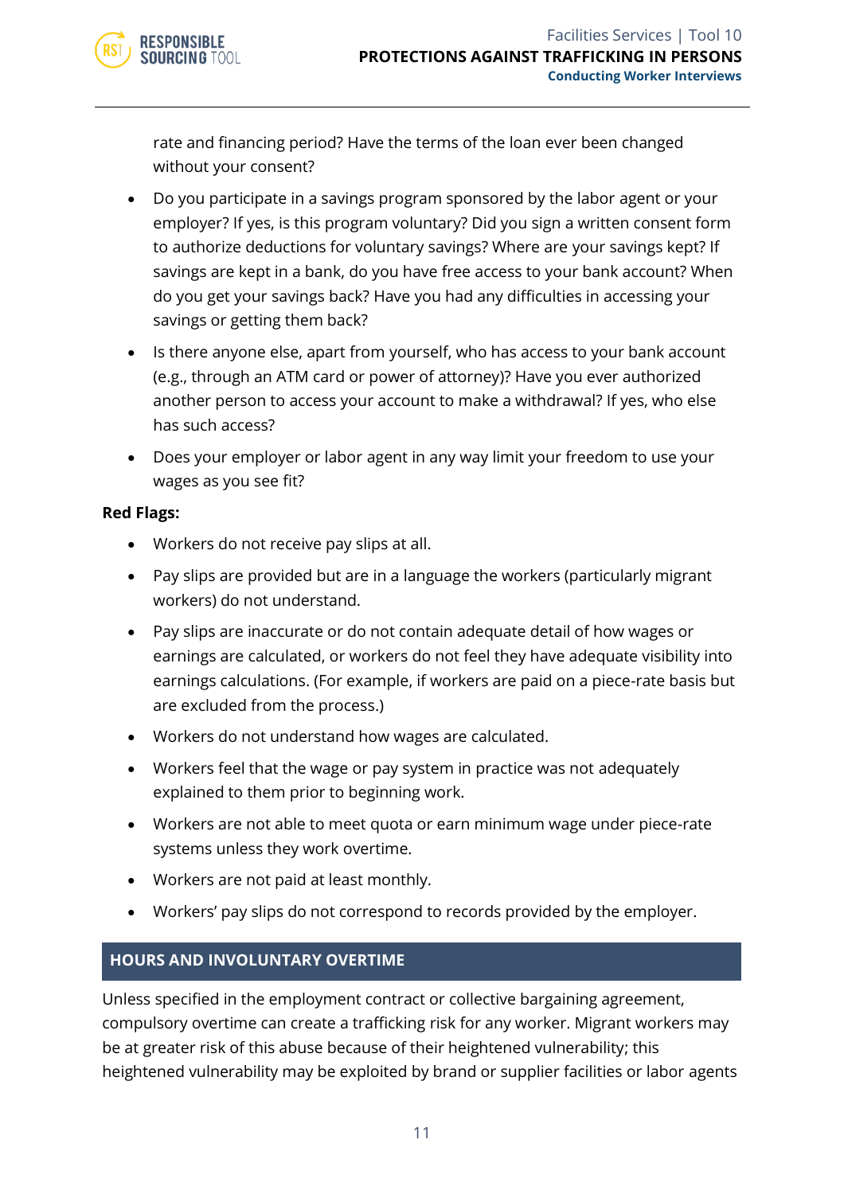rate and financing period? Have the terms of the loan ever been changed without your consent?

- Do you participate in a savings program sponsored by the labor agent or your employer? If yes, is this program voluntary? Did you sign a written consent form to authorize deductions for voluntary savings? Where are your savings kept? If savings are kept in a bank, do you have free access to your bank account? When do you get your savings back? Have you had any difficulties in accessing your savings or getting them back?
- Is there anyone else, apart from yourself, who has access to your bank account (e.g., through an ATM card or power of attorney)? Have you ever authorized another person to access your account to make a withdrawal? If yes, who else has such access?
- Does your employer or labor agent in any way limit your freedom to use your wages as you see fit?

**Red Flags:**

- Workers do not receive pay slips at all.
- Pay slips are provided but are in a language the workers (particularly migrant workers) do not understand.
- Pay slips are inaccurate or do not contain adequate detail of how wages or earnings are calculated, or workers do not feel they have adequate visibility into earnings calculations. (For example, if workers are paid on a piece-rate basis but are excluded from the process.)
- Workers do not understand how wages are calculated.
- Workers feel that the wage or pay system in practice was not adequately explained to them prior to beginning work.
- Workers are not able to meet quota or earn minimum wage under piece-rate systems unless they work overtime.
- Workers are not paid at least monthly.
- Workers' pay slips do not correspond to records provided by the employer.

## HOURS AND INVOLUNTARY OVERTIME

Unless specified in the employment contract or collective bargaining agreement, compulsory overtime can create a trafficking risk for any worker. Migrant workers may be at greater risk of this abuse because of their heightened vulnerability; this heightened vulnerability may be exploited by brand or supplier facilities or labor agents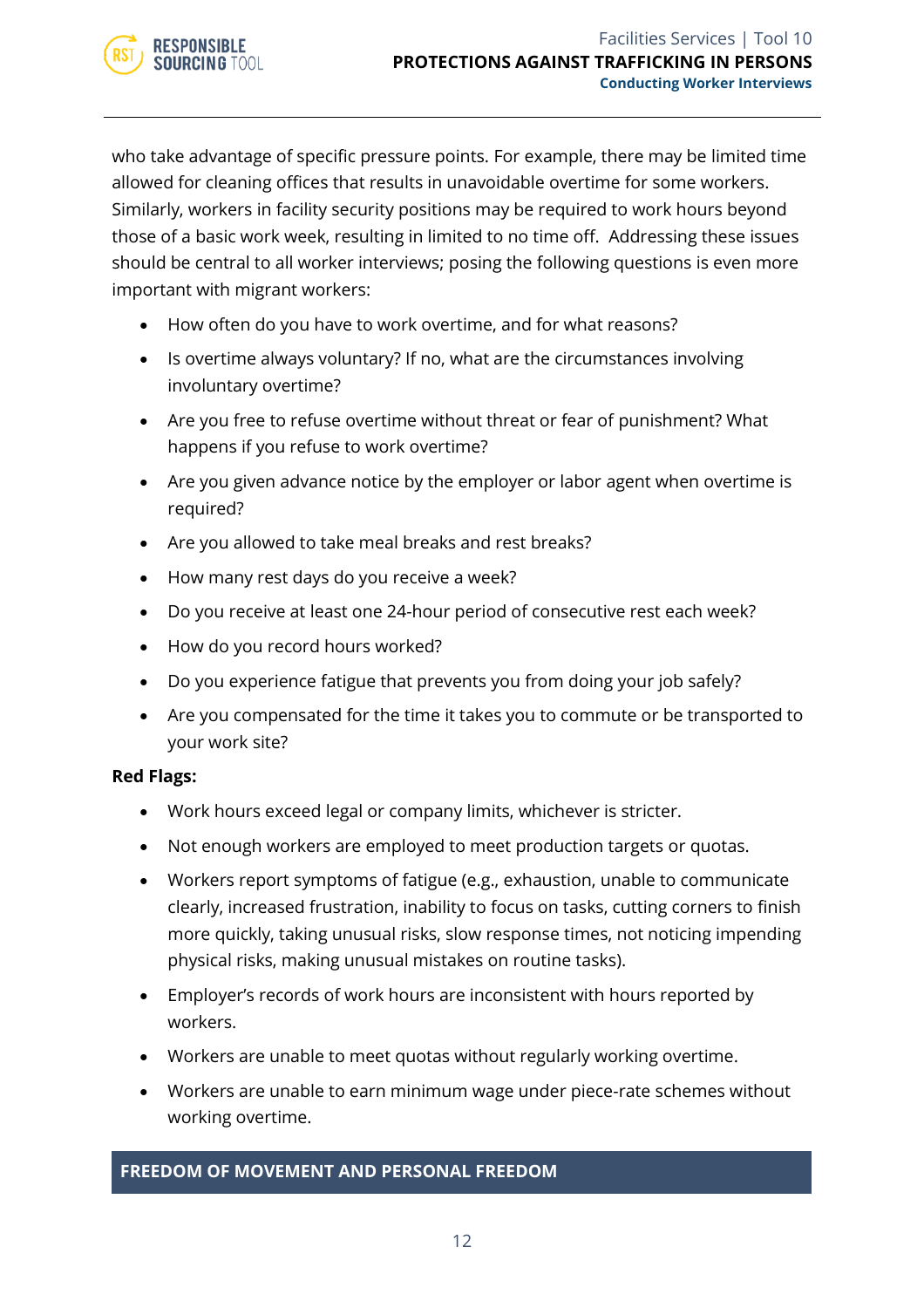who take advantage of specific pressure points. For example, there may be limited time allowed for cleaning offices that results in unavoidable overtime for some workers. Similarly, workers in facility security positions may be required to work hours beyond those of a basic work week, resulting in limited to no time off. Addressing these issues should be central to all worker interviews; posing the following questions is even more important with migrant workers:

- How often do you have to work overtime, and for what reasons?
- Is overtime always voluntary? If no, what are the circumstances involving involuntary overtime?
- Are you free to refuse overtime without threat or fear of punishment? What happens if you refuse to work overtime?
- Are you given advance notice by the employer or labor agent when overtime is required?
- Are you allowed to take meal breaks and rest breaks?
- How many rest days do you receive a week?
- Do you receive at least one 24-hour period of consecutive rest each week?
- How do you record hours worked?
- Do you experience fatigue that prevents you from doing your job safely?
- Are you compensated for the time it takes you to commute or be transported to your work site?

**Red Flags:**

- Work hours exceed legal or company limits, whichever is stricter.
- Not enough workers are employed to meet production targets or quotas.
- Workers report symptoms of fatigue (e.g., exhaustion, unable to communicate clearly, increased frustration, inability to focus on tasks, cutting corners to finish more quickly, taking unusual risks, slow response times, not noticing impending physical risks, making unusual mistakes on routine tasks).
- Employer's records of work hours are inconsistent with hours reported by workers.
- Workers are unable to meet quotas without regularly working overtime.
- Workers are unable to earn minimum wage under piece-rate schemes without working overtime.

## FREEDOM OF MOVEMENT AND PERSONAL FREEDOM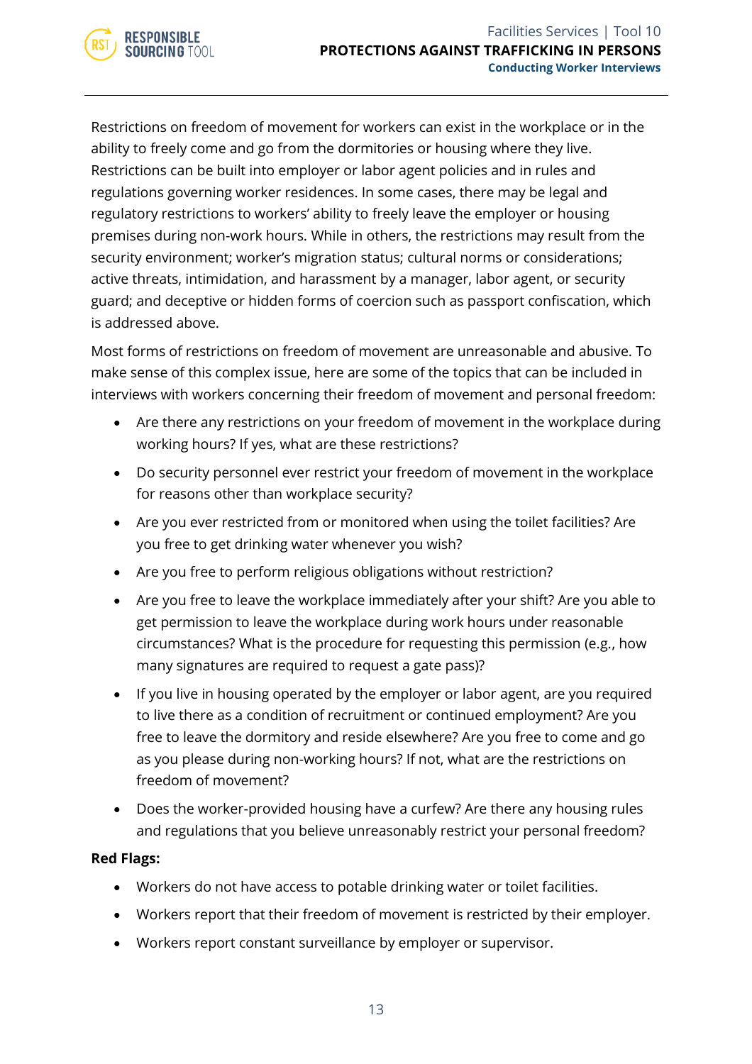Restrictions on freedom of movement for workers can exist in the workplace or in the ability to freely come and go from the dormitories or housing where they live. Restrictions can be built into employer or labor agent policies and in rules and regulations governing worker residences. In some cases, there may be legal and regulatory restrictions to workers' ability to freely leave the employer or housing premises during non-work hours. While in others, the restrictions may result from the security environment; worker's migration status; cultural norms or considerations; active threats, intimidation, and harassment by a manager, labor agent, or security guard; and deceptive or hidden forms of coercion such as passport confiscation, which is addressed above.

Most forms of restrictions on freedom of movement are unreasonable and abusive. To make sense of this complex issue, here are some of the topics that can be included in interviews with workers concerning their freedom of movement and personal freedom:

- Are there any restrictions on your freedom of movement in the workplace during working hours? If yes, what are these restrictions?
- Do security personnel ever restrict your freedom of movement in the workplace for reasons other than workplace security?
- Are you ever restricted from or monitored when using the toilet facilities? Are you free to get drinking water whenever you wish?
- Are you free to perform religious obligations without restriction?
- Are you free to leave the workplace immediately after your shift? Are you able to get permission to leave the workplace during work hours under reasonable circumstances? What is the procedure for requesting this permission (e.g., how many signatures are required to request a gate pass)?
- If you live in housing operated by the employer or labor agent, are you required to live there as a condition of recruitment or continued employment? Are you free to leave the dormitory and reside elsewhere? Are you free to come and go as you please during non-working hours? If not, what are the restrictions on freedom of movement?
- Does the worker-provided housing have a curfew? Are there any housing rules and regulations that you believe unreasonably restrict your personal freedom?

**Red Flags:**

- Workers do not have access to potable drinking water or toilet facilities.
- Workers report that their freedom of movement is restricted by their employer.
- Workers report constant surveillance by employer or supervisor.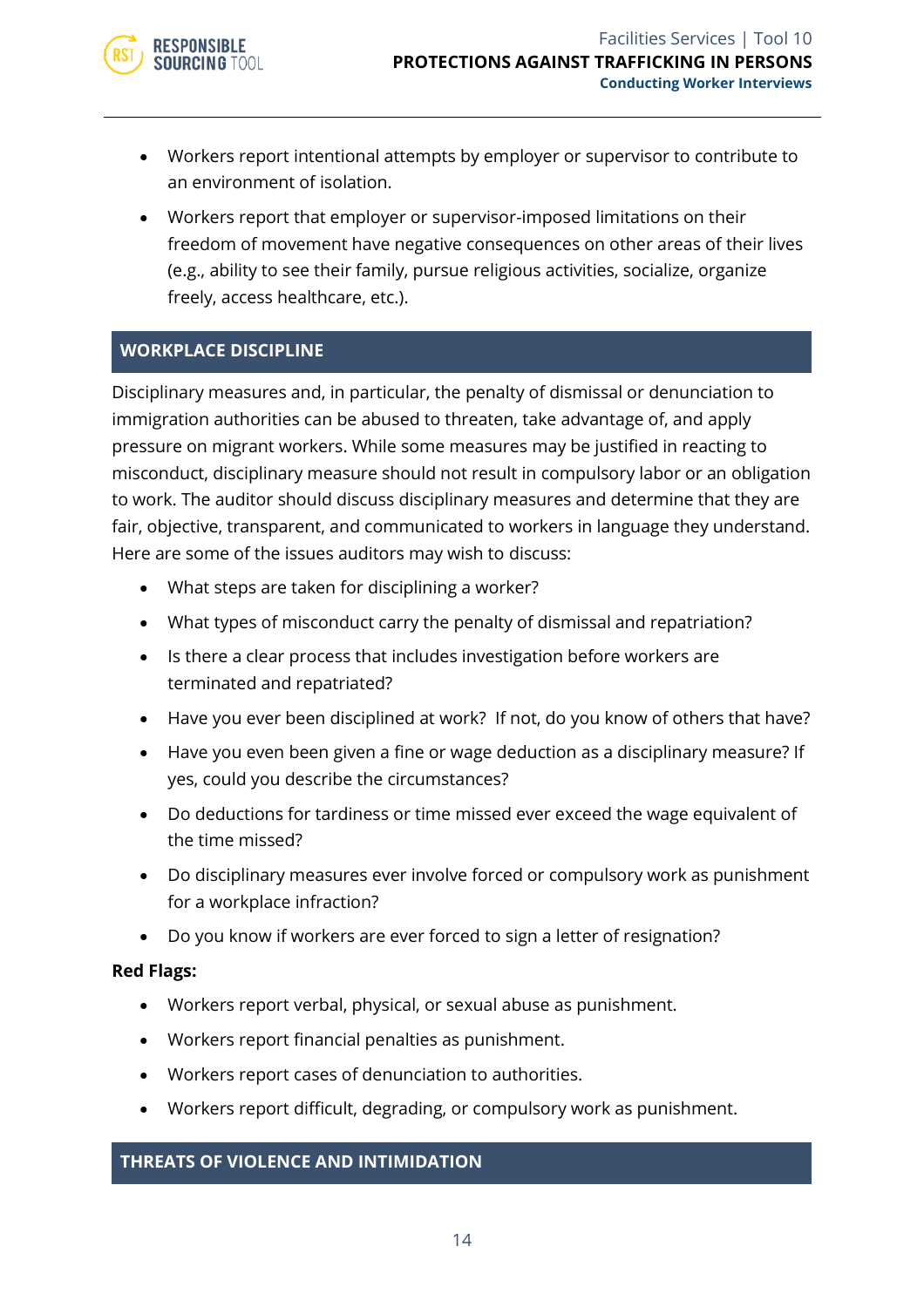- Workers report intentional attempts by employer or supervisor to contribute to an environment of isolation.
- Workers report that employer or supervisor-imposed limitations on their freedom of movement have negative consequences on other areas of their lives (e.g., ability to see their family, pursue religious activities, socialize, organize freely, access healthcare, etc.).

## WORKPLACE DISCIPLINE

Disciplinary measures and, in particular, the penalty of dismissal or denunciation to immigration authorities can be abused to threaten, take advantage of, and apply pressure on migrant workers. While some measures may be justified in reacting to misconduct, disciplinary measure should not result in compulsory labor or an obligation to work. The auditor should discuss disciplinary measures and determine that they are fair, objective, transparent, and communicated to workers in language they understand. Here are some of the issues auditors may wish to discuss:

- What steps are taken for disciplining a worker?
- What types of misconduct carry the penalty of dismissal and repatriation?
- Is there a clear process that includes investigation before workers are terminated and repatriated?
- Have you ever been disciplined at work? If not, do you know of others that have?
- Have you even been given a fine or wage deduction as a disciplinary measure? If yes, could you describe the circumstances?
- Do deductions for tardiness or time missed ever exceed the wage equivalent of the time missed?
- Do disciplinary measures ever involve forced or compulsory work as punishment for a workplace infraction?
- Do you know if workers are ever forced to sign a letter of resignation?

**Red Flags:**

- Workers report verbal, physical, or sexual abuse as punishment.
- Workers report financial penalties as punishment.
- Workers report cases of denunciation to authorities.
- Workers report difficult, degrading, or compulsory work as punishment.

## THREATS OF VIOLENCE AND INTIMIDATION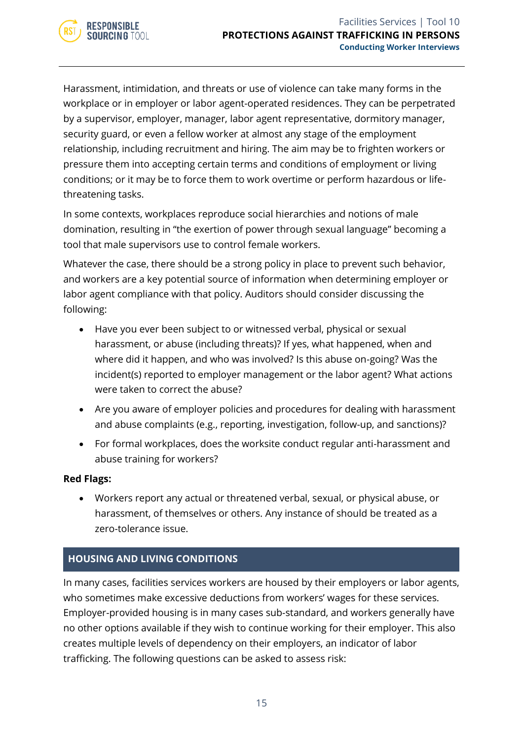Harassment, intimidation, and threats or use of violence can take many forms in the workplace or in employer or labor agent-operated residences. They can be perpetrated by a supervisor, employer, manager, labor agent representative, dormitory manager, security guard, or even a fellow worker at almost any stage of the employment relationship, including recruitment and hiring. The aim may be to frighten workers or pressure them into accepting certain terms and conditions of employment or living conditions; or it may be to force them to work overtime or perform hazardous or life-threatening tasks.

In some contexts, workplaces reproduce social hierarchies and notions of male domination, resulting in "the exertion of power through sexual language" becoming a tool that male supervisors use to control female workers.

Whatever the case, there should be a strong policy in place to prevent such behavior, and workers are a key potential source of information when determining employer or labor agent compliance with that policy. Auditors should consider discussing the following:

- Have you ever been subject to or witnessed verbal, physical or sexual harassment, or abuse (including threats)? If yes, what happened, when and where did it happen, and who was involved? Is this abuse on-going? Was the incident(s) reported to employer management or the labor agent? What actions were taken to correct the abuse?
- Are you aware of employer policies and procedures for dealing with harassment and abuse complaints (e.g., reporting, investigation, follow-up, and sanctions)?
- For formal workplaces, does the worksite conduct regular anti-harassment and abuse training for workers?

**Red Flags:**

- Workers report any actual or threatened verbal, sexual, or physical abuse, or harassment, of themselves or others. Any instance of should be treated as a zero-tolerance issue.

## HOUSING AND LIVING CONDITIONS

In many cases, facilities services workers are housed by their employers or labor agents, who sometimes make excessive deductions from workers' wages for these services. Employer-provided housing is in many cases sub-standard, and workers generally have no other options available if they wish to continue working for their employer. This also creates multiple levels of dependency on their employers, an indicator of labor trafficking. The following questions can be asked to assess risk: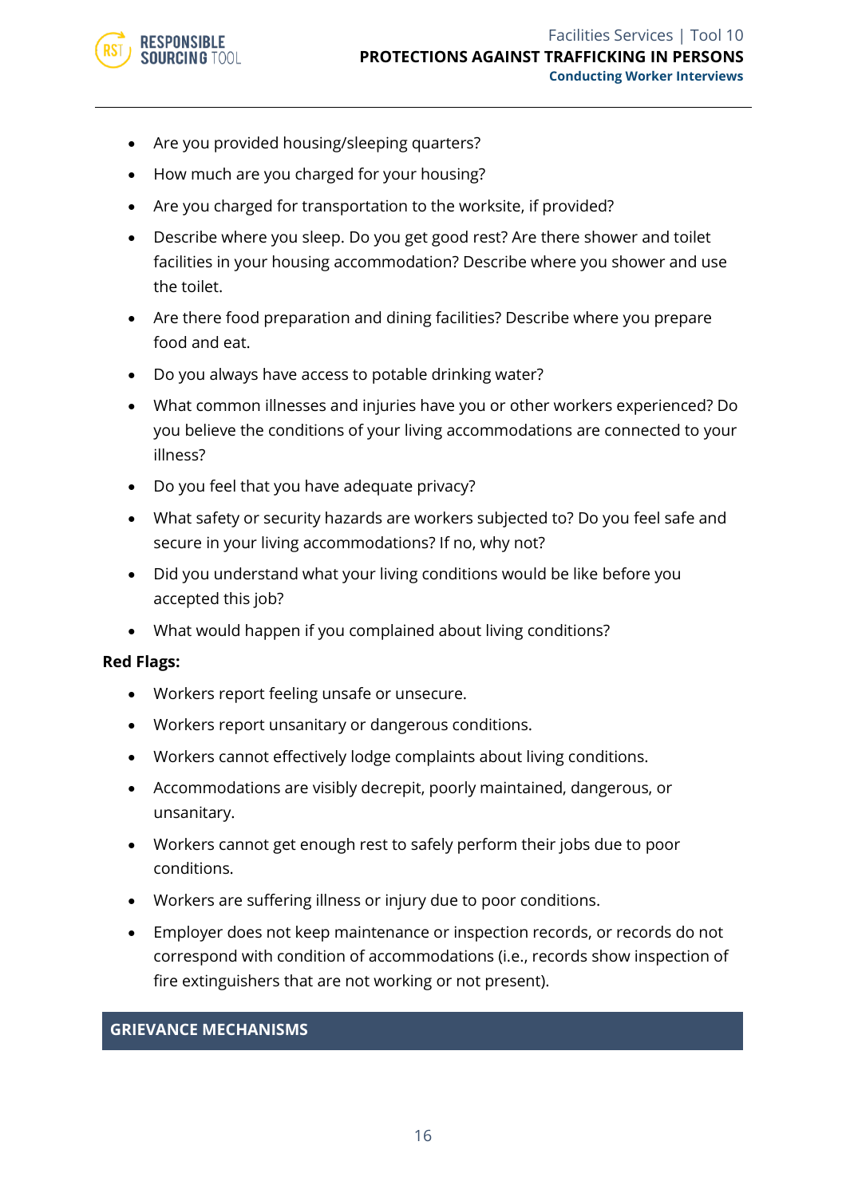- Are you provided housing/sleeping quarters?
- How much are you charged for your housing?
- Are you charged for transportation to the worksite, if provided?
- Describe where you sleep. Do you get good rest? Are there shower and toilet facilities in your housing accommodation? Describe where you shower and use the toilet.
- Are there food preparation and dining facilities? Describe where you prepare food and eat.
- Do you always have access to potable drinking water?
- What common illnesses and injuries have you or other workers experienced? Do you believe the conditions of your living accommodations are connected to your illness?
- Do you feel that you have adequate privacy?
- What safety or security hazards are workers subjected to? Do you feel safe and secure in your living accommodations? If no, why not?
- Did you understand what your living conditions would be like before you accepted this job?
- What would happen if you complained about living conditions?

**Red Flags:**

- Workers report feeling unsafe or unsecure.
- Workers report unsanitary or dangerous conditions.
- Workers cannot effectively lodge complaints about living conditions.
- Accommodations are visibly decrepit, poorly maintained, dangerous, or unsanitary.
- Workers cannot get enough rest to safely perform their jobs due to poor conditions.
- Workers are suffering illness or injury due to poor conditions.
- Employer does not keep maintenance or inspection records, or records do not correspond with condition of accommodations (i.e., records show inspection of fire extinguishers that are not working or not present).

## GRIEVANCE MECHANISMS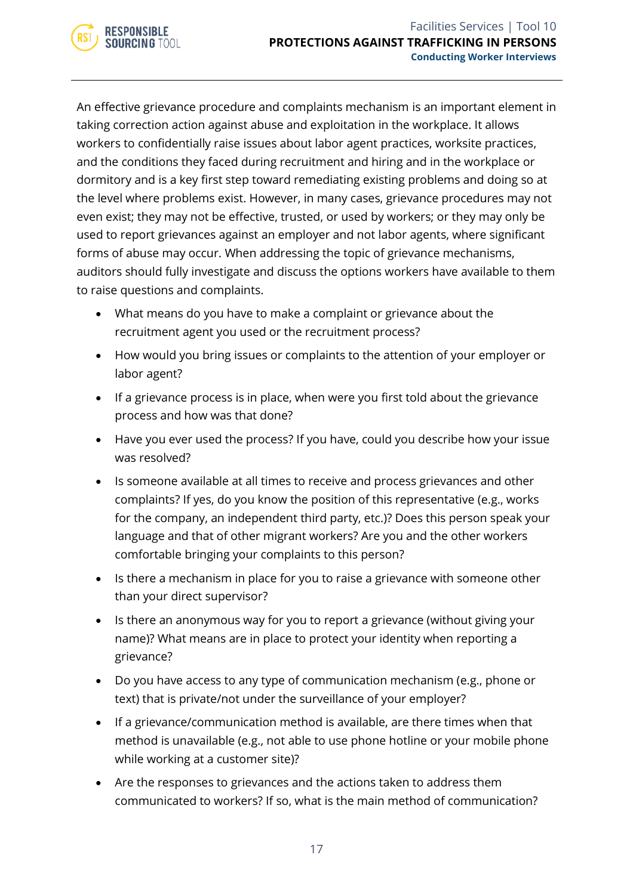An effective grievance procedure and complaints mechanism is an important element in taking correction action against abuse and exploitation in the workplace. It allows workers to confidentially raise issues about labor agent practices, worksite practices, and the conditions they faced during recruitment and hiring and in the workplace or dormitory and is a key first step toward remediating existing problems and doing so at the level where problems exist. However, in many cases, grievance procedures may not even exist; they may not be effective, trusted, or used by workers; or they may only be used to report grievances against an employer and not labor agents, where significant forms of abuse may occur. When addressing the topic of grievance mechanisms, auditors should fully investigate and discuss the options workers have available to them to raise questions and complaints.

- What means do you have to make a complaint or grievance about the recruitment agent you used or the recruitment process?
- How would you bring issues or complaints to the attention of your employer or labor agent?
- If a grievance process is in place, when were you first told about the grievance process and how was that done?
- Have you ever used the process? If you have, could you describe how your issue was resolved?
- Is someone available at all times to receive and process grievances and other complaints? If yes, do you know the position of this representative (e.g., works for the company, an independent third party, etc.)? Does this person speak your language and that of other migrant workers? Are you and the other workers comfortable bringing your complaints to this person?
- Is there a mechanism in place for you to raise a grievance with someone other than your direct supervisor?
- Is there an anonymous way for you to report a grievance (without giving your name)? What means are in place to protect your identity when reporting a grievance?
- Do you have access to any type of communication mechanism (e.g., phone or text) that is private/not under the surveillance of your employer?
- If a grievance/communication method is available, are there times when that method is unavailable (e.g., not able to use phone hotline or your mobile phone while working at a customer site)?
- Are the responses to grievances and the actions taken to address them communicated to workers? If so, what is the main method of communication?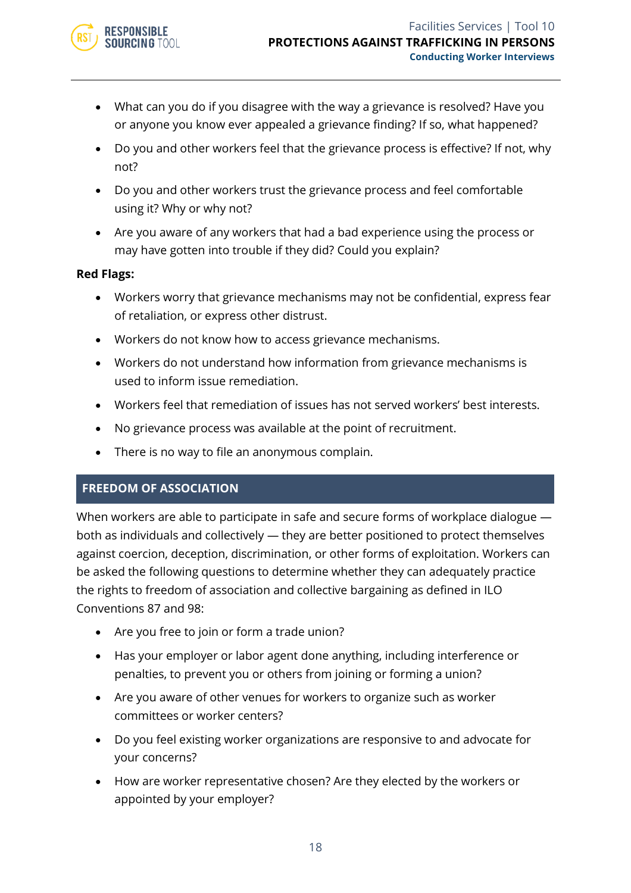- What can you do if you disagree with the way a grievance is resolved? Have you or anyone you know ever appealed a grievance finding? If so, what happened?
- Do you and other workers feel that the grievance process is effective? If not, why not?
- Do you and other workers trust the grievance process and feel comfortable using it? Why or why not?
- Are you aware of any workers that had a bad experience using the process or may have gotten into trouble if they did? Could you explain?

**Red Flags:**

- Workers worry that grievance mechanisms may not be confidential, express fear of retaliation, or express other distrust.
- Workers do not know how to access grievance mechanisms.
- Workers do not understand how information from grievance mechanisms is used to inform issue remediation.
- Workers feel that remediation of issues has not served workers' best interests.
- No grievance process was available at the point of recruitment.
- There is no way to file an anonymous complain.

## FREEDOM OF ASSOCIATION

When workers are able to participate in safe and secure forms of workplace dialogue — both as individuals and collectively — they are better positioned to protect themselves against coercion, deception, discrimination, or other forms of exploitation. Workers can be asked the following questions to determine whether they can adequately practice the rights to freedom of association and collective bargaining as defined in ILO Conventions 87 and 98:

- Are you free to join or form a trade union?
- Has your employer or labor agent done anything, including interference or penalties, to prevent you or others from joining or forming a union?
- Are you aware of other venues for workers to organize such as worker committees or worker centers?
- Do you feel existing worker organizations are responsive to and advocate for your concerns?
- How are worker representative chosen? Are they elected by the workers or appointed by your employer?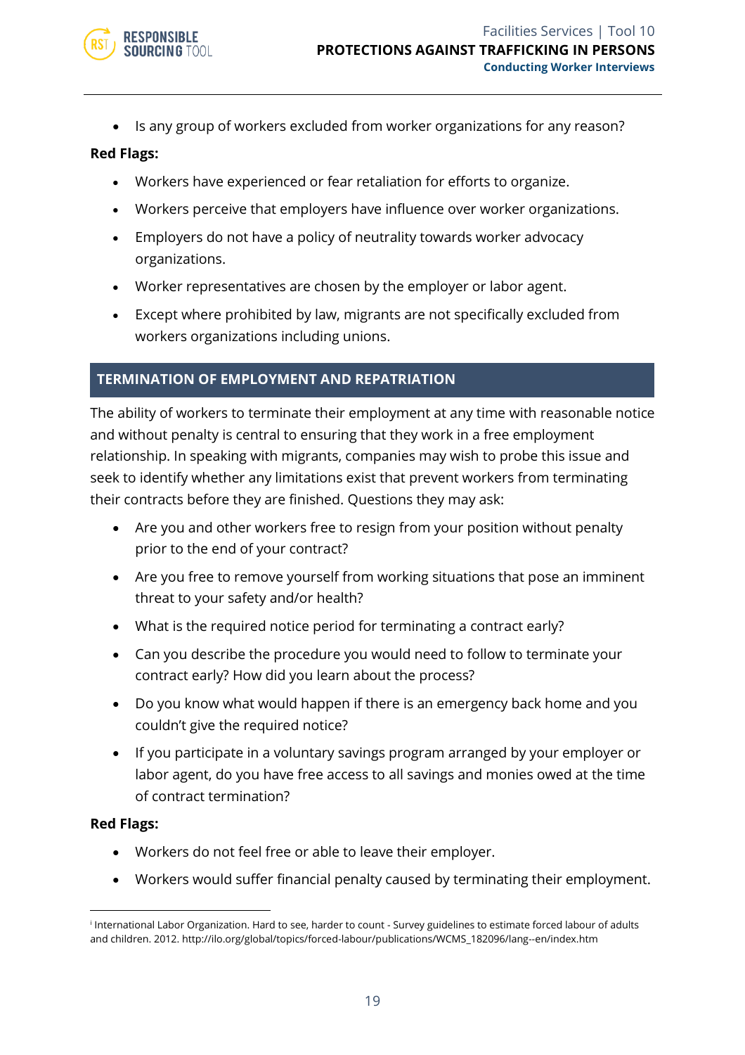- Is any group of workers excluded from worker organizations for any reason?

**Red Flags:**

- Workers have experienced or fear retaliation for efforts to organize.
- Workers perceive that employers have influence over worker organizations.
- Employers do not have a policy of neutrality towards worker advocacy organizations.
- Worker representatives are chosen by the employer or labor agent.
- Except where prohibited by law, migrants are not specifically excluded from workers organizations including unions.

## TERMINATION OF EMPLOYMENT AND REPATRIATION

The ability of workers to terminate their employment at any time with reasonable notice and without penalty is central to ensuring that they work in a free employment relationship. In speaking with migrants, companies may wish to probe this issue and seek to identify whether any limitations exist that prevent workers from terminating their contracts before they are finished. Questions they may ask:

- Are you and other workers free to resign from your position without penalty prior to the end of your contract?
- Are you free to remove yourself from working situations that pose an imminent threat to your safety and/or health?
- What is the required notice period for terminating a contract early?
- Can you describe the procedure you would need to follow to terminate your contract early? How did you learn about the process?
- Do you know what would happen if there is an emergency back home and you couldn't give the required notice?
- If you participate in a voluntary savings program arranged by your employer or labor agent, do you have free access to all savings and monies owed at the time of contract termination?

**Red Flags:**

- Workers do not feel free or able to leave their employer.
- Workers would suffer financial penalty caused by terminating their employment.

---

[i] International Labor Organization. Hard to see, harder to count - Survey guidelines to estimate forced labour of adults and children. 2012. http://ilo.org/global/topics/forced-labour/publications/WCMS_182096/lang--en/index.htm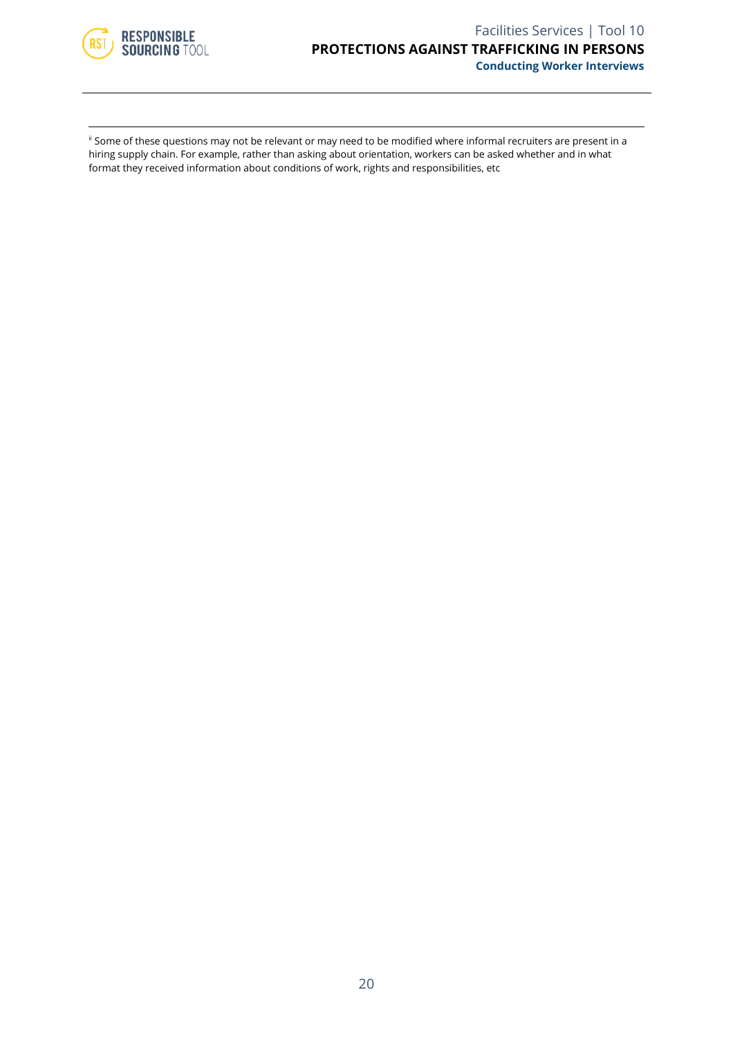[ii] Some of these questions may not be relevant or may need to be modified where informal recruiters are present in a hiring supply chain. For example, rather than asking about orientation, workers can be asked whether and in what format they received information about conditions of work, rights and responsibilities, etc